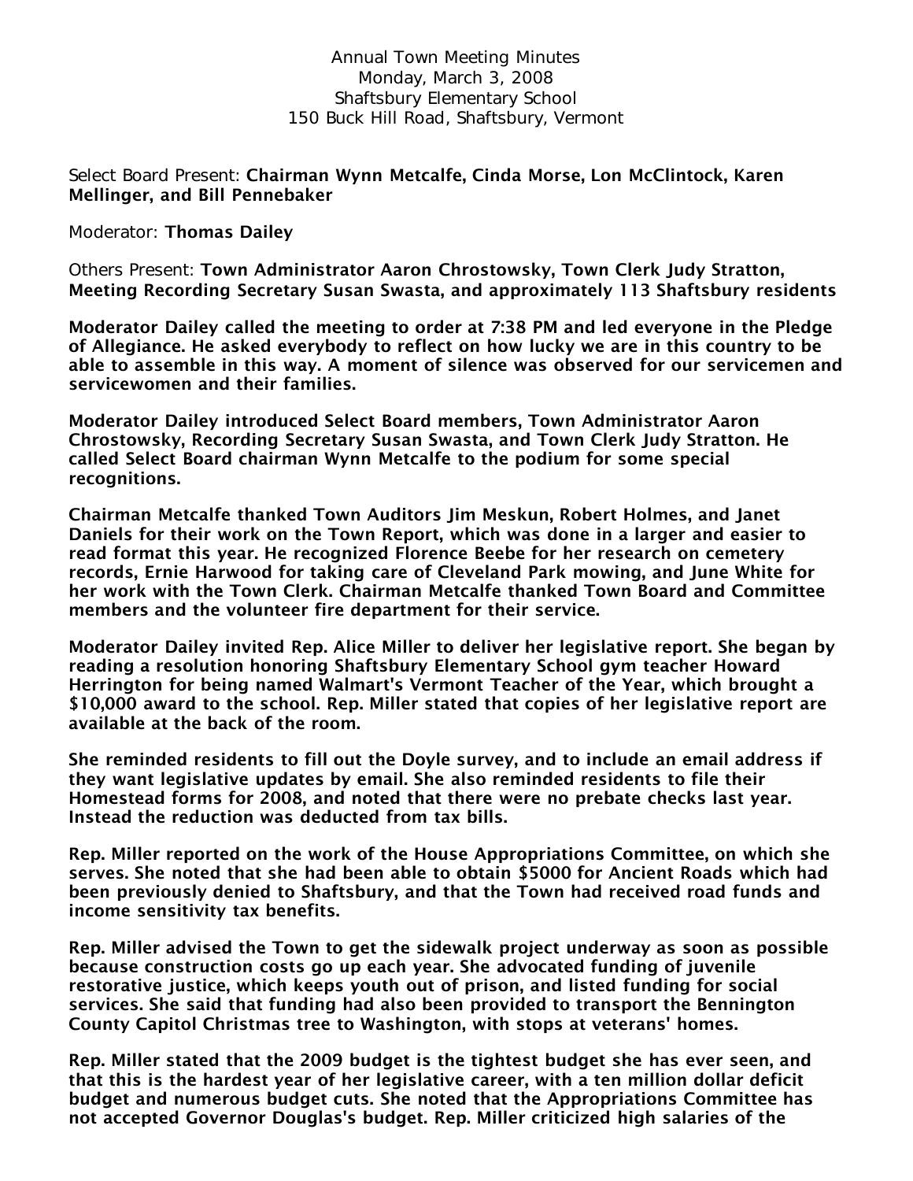Annual Town Meeting Minutes
Monday, March 3, 2008
Shaftsbury Elementary School
150 Buck Hill Road, Shaftsbury, Vermont

Select Board Present: **Chairman Wynn Metcalfe, Cinda Morse, Lon McClintock, Karen Mellinger, and Bill Pennebaker**

Moderator: **Thomas Dailey**

Others Present: **Town Administrator Aaron Chrostowsky, Town Clerk Judy Stratton, Meeting Recording Secretary Susan Swasta, and approximately 113 Shaftsbury residents**

**Moderator Dailey called the meeting to order at 7:38 PM and led everyone in the Pledge of Allegiance. He asked everybody to reflect on how lucky we are in this country to be able to assemble in this way. A moment of silence was observed for our servicemen and servicewomen and their families.**

**Moderator Dailey introduced Select Board members, Town Administrator Aaron Chrostowsky, Recording Secretary Susan Swasta, and Town Clerk Judy Stratton. He called Select Board chairman Wynn Metcalfe to the podium for some special recognitions.**

**Chairman Metcalfe thanked Town Auditors Jim Meskun, Robert Holmes, and Janet Daniels for their work on the Town Report, which was done in a larger and easier to read format this year. He recognized Florence Beebe for her research on cemetery records, Ernie Harwood for taking care of Cleveland Park mowing, and June White for her work with the Town Clerk. Chairman Metcalfe thanked Town Board and Committee members and the volunteer fire department for their service.**

**Moderator Dailey invited Rep. Alice Miller to deliver her legislative report. She began by reading a resolution honoring Shaftsbury Elementary School gym teacher Howard Herrington for being named Walmart's Vermont Teacher of the Year, which brought a $10,000 award to the school. Rep. Miller stated that copies of her legislative report are available at the back of the room.**

**She reminded residents to fill out the Doyle survey, and to include an email address if they want legislative updates by email. She also reminded residents to file their Homestead forms for 2008, and noted that there were no prebate checks last year. Instead the reduction was deducted from tax bills.**

**Rep. Miller reported on the work of the House Appropriations Committee, on which she serves. She noted that she had been able to obtain $5000 for Ancient Roads which had been previously denied to Shaftsbury, and that the Town had received road funds and income sensitivity tax benefits.**

**Rep. Miller advised the Town to get the sidewalk project underway as soon as possible because construction costs go up each year. She advocated funding of juvenile restorative justice, which keeps youth out of prison, and listed funding for social services. She said that funding had also been provided to transport the Bennington County Capitol Christmas tree to Washington, with stops at veterans' homes.**

**Rep. Miller stated that the 2009 budget is the tightest budget she has ever seen, and that this is the hardest year of her legislative career, with a ten million dollar deficit budget and numerous budget cuts. She noted that the Appropriations Committee has not accepted Governor Douglas's budget. Rep. Miller criticized high salaries of the**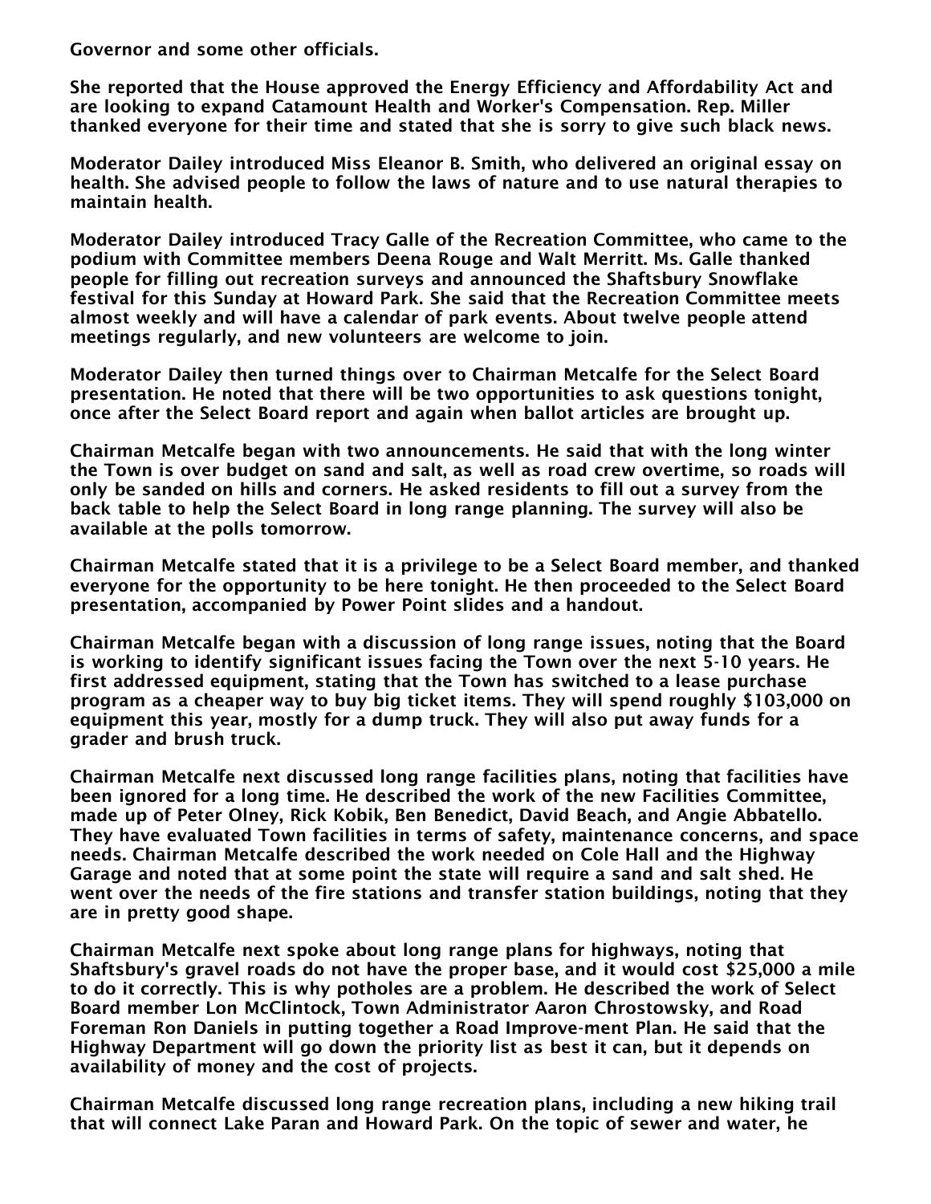Governor and some other officials.

She reported that the House approved the Energy Efficiency and Affordability Act and are looking to expand Catamount Health and Worker's Compensation. Rep. Miller thanked everyone for their time and stated that she is sorry to give such black news.

Moderator Dailey introduced Miss Eleanor B. Smith, who delivered an original essay on health. She advised people to follow the laws of nature and to use natural therapies to maintain health.

Moderator Dailey introduced Tracy Galle of the Recreation Committee, who came to the podium with Committee members Deena Rouge and Walt Merritt. Ms. Galle thanked people for filling out recreation surveys and announced the Shaftsbury Snowflake festival for this Sunday at Howard Park. She said that the Recreation Committee meets almost weekly and will have a calendar of park events. About twelve people attend meetings regularly, and new volunteers are welcome to join.

Moderator Dailey then turned things over to Chairman Metcalfe for the Select Board presentation. He noted that there will be two opportunities to ask questions tonight, once after the Select Board report and again when ballot articles are brought up.

Chairman Metcalfe began with two announcements. He said that with the long winter the Town is over budget on sand and salt, as well as road crew overtime, so roads will only be sanded on hills and corners. He asked residents to fill out a survey from the back table to help the Select Board in long range planning. The survey will also be available at the polls tomorrow.

Chairman Metcalfe stated that it is a privilege to be a Select Board member, and thanked everyone for the opportunity to be here tonight. He then proceeded to the Select Board presentation, accompanied by Power Point slides and a handout.

Chairman Metcalfe began with a discussion of long range issues, noting that the Board is working to identify significant issues facing the Town over the next 5-10 years. He first addressed equipment, stating that the Town has switched to a lease purchase program as a cheaper way to buy big ticket items. They will spend roughly $103,000 on equipment this year, mostly for a dump truck. They will also put away funds for a grader and brush truck.

Chairman Metcalfe next discussed long range facilities plans, noting that facilities have been ignored for a long time. He described the work of the new Facilities Committee, made up of Peter Olney, Rick Kobik, Ben Benedict, David Beach, and Angie Abbatello. They have evaluated Town facilities in terms of safety, maintenance concerns, and space needs. Chairman Metcalfe described the work needed on Cole Hall and the Highway Garage and noted that at some point the state will require a sand and salt shed. He went over the needs of the fire stations and transfer station buildings, noting that they are in pretty good shape.

Chairman Metcalfe next spoke about long range plans for highways, noting that Shaftsbury's gravel roads do not have the proper base, and it would cost $25,000 a mile to do it correctly. This is why potholes are a problem. He described the work of Select Board member Lon McClintock, Town Administrator Aaron Chrostowsky, and Road Foreman Ron Daniels in putting together a Road Improve-ment Plan. He said that the Highway Department will go down the priority list as best it can, but it depends on availability of money and the cost of projects.

Chairman Metcalfe discussed long range recreation plans, including a new hiking trail that will connect Lake Paran and Howard Park. On the topic of sewer and water, he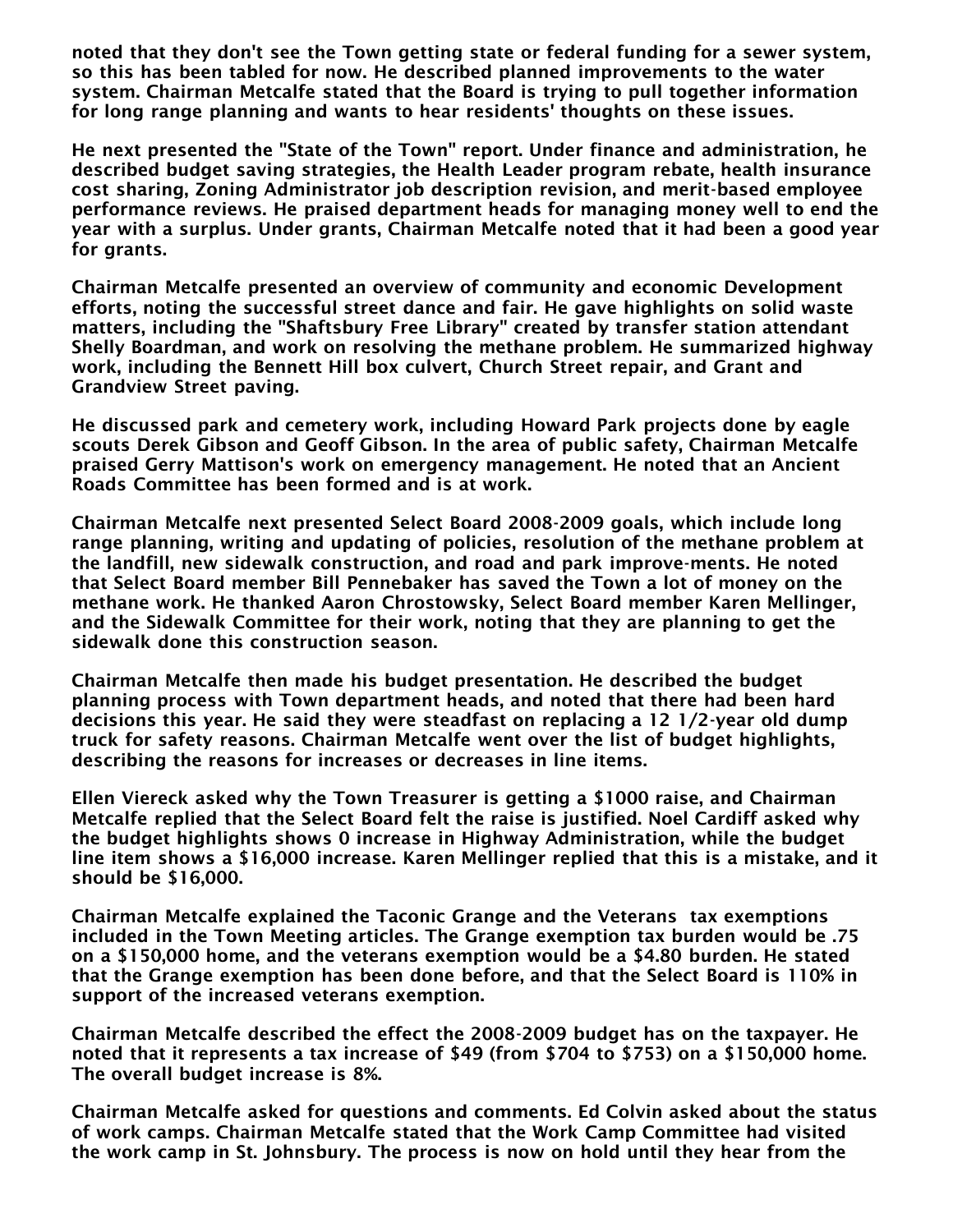noted that they don't see the Town getting state or federal funding for a sewer system, so this has been tabled for now. He described planned improvements to the water system. Chairman Metcalfe stated that the Board is trying to pull together information for long range planning and wants to hear residents' thoughts on these issues.

He next presented the "State of the Town" report. Under finance and administration, he described budget saving strategies, the Health Leader program rebate, health insurance cost sharing, Zoning Administrator job description revision, and merit-based employee performance reviews. He praised department heads for managing money well to end the year with a surplus. Under grants, Chairman Metcalfe noted that it had been a good year for grants.

Chairman Metcalfe presented an overview of community and economic Development efforts, noting the successful street dance and fair. He gave highlights on solid waste matters, including the "Shaftsbury Free Library" created by transfer station attendant Shelly Boardman, and work on resolving the methane problem. He summarized highway work, including the Bennett Hill box culvert, Church Street repair, and Grant and Grandview Street paving.

He discussed park and cemetery work, including Howard Park projects done by eagle scouts Derek Gibson and Geoff Gibson. In the area of public safety, Chairman Metcalfe praised Gerry Mattison's work on emergency management. He noted that an Ancient Roads Committee has been formed and is at work.

Chairman Metcalfe next presented Select Board 2008-2009 goals, which include long range planning, writing and updating of policies, resolution of the methane problem at the landfill, new sidewalk construction, and road and park improve-ments. He noted that Select Board member Bill Pennebaker has saved the Town a lot of money on the methane work. He thanked Aaron Chrostowsky, Select Board member Karen Mellinger, and the Sidewalk Committee for their work, noting that they are planning to get the sidewalk done this construction season.

Chairman Metcalfe then made his budget presentation. He described the budget planning process with Town department heads, and noted that there had been hard decisions this year. He said they were steadfast on replacing a 12 1/2-year old dump truck for safety reasons. Chairman Metcalfe went over the list of budget highlights, describing the reasons for increases or decreases in line items.

Ellen Viereck asked why the Town Treasurer is getting a $1000 raise, and Chairman Metcalfe replied that the Select Board felt the raise is justified. Noel Cardiff asked why the budget highlights shows 0 increase in Highway Administration, while the budget line item shows a $16,000 increase. Karen Mellinger replied that this is a mistake, and it should be $16,000.

Chairman Metcalfe explained the Taconic Grange and the Veterans tax exemptions included in the Town Meeting articles. The Grange exemption tax burden would be .75 on a $150,000 home, and the veterans exemption would be a $4.80 burden. He stated that the Grange exemption has been done before, and that the Select Board is 110% in support of the increased veterans exemption.

Chairman Metcalfe described the effect the 2008-2009 budget has on the taxpayer. He noted that it represents a tax increase of $49 (from $704 to $753) on a $150,000 home. The overall budget increase is 8%.

Chairman Metcalfe asked for questions and comments. Ed Colvin asked about the status of work camps. Chairman Metcalfe stated that the Work Camp Committee had visited the work camp in St. Johnsbury. The process is now on hold until they hear from the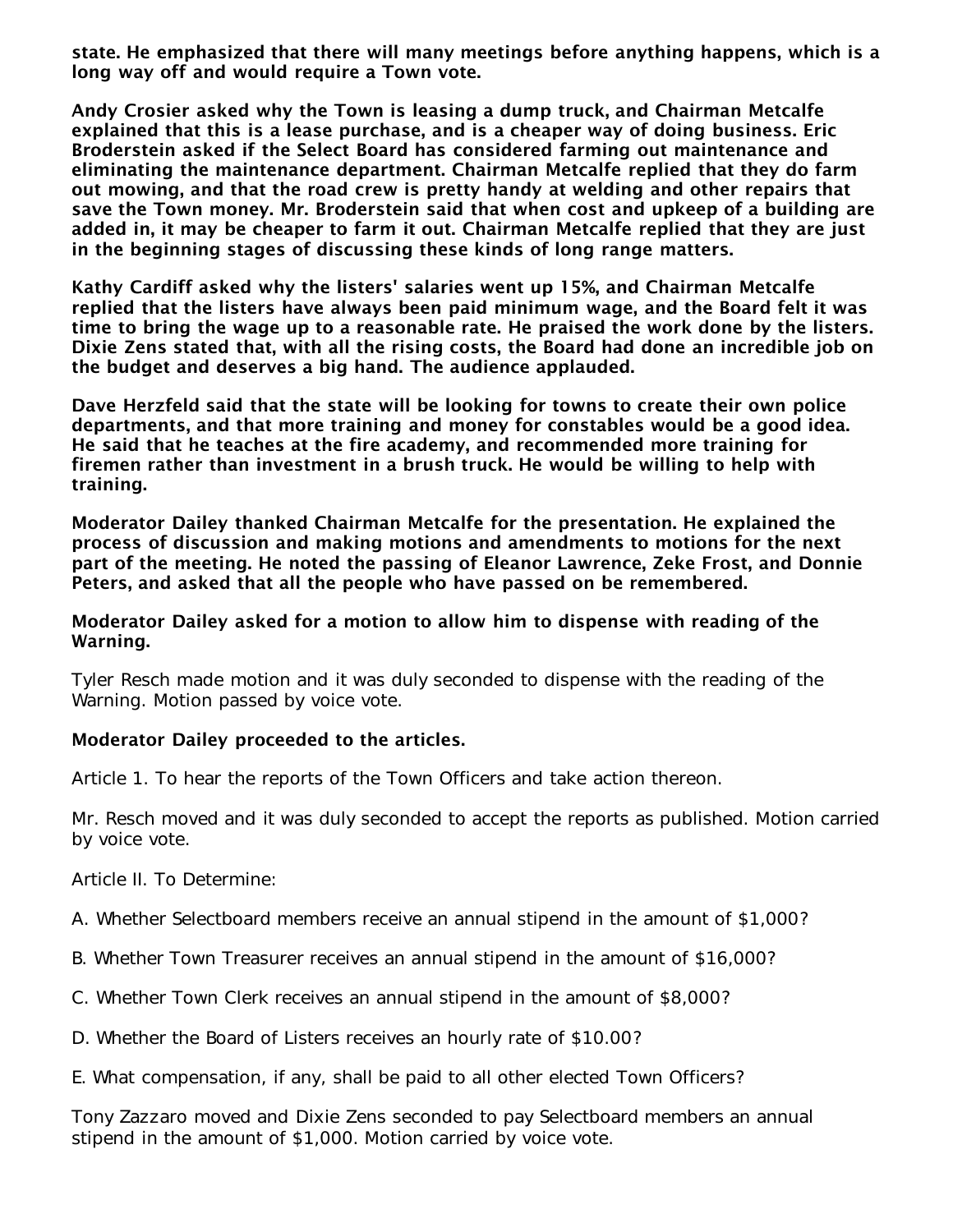**state. He emphasized that there will many meetings before anything happens, which is a long way off and would require a Town vote.**

**Andy Crosier asked why the Town is leasing a dump truck, and Chairman Metcalfe explained that this is a lease purchase, and is a cheaper way of doing business. Eric Broderstein asked if the Select Board has considered farming out maintenance and eliminating the maintenance department. Chairman Metcalfe replied that they do farm out mowing, and that the road crew is pretty handy at welding and other repairs that save the Town money. Mr. Broderstein said that when cost and upkeep of a building are added in, it may be cheaper to farm it out. Chairman Metcalfe replied that they are just in the beginning stages of discussing these kinds of long range matters.**

**Kathy Cardiff asked why the listers' salaries went up 15%, and Chairman Metcalfe replied that the listers have always been paid minimum wage, and the Board felt it was time to bring the wage up to a reasonable rate. He praised the work done by the listers. Dixie Zens stated that, with all the rising costs, the Board had done an incredible job on the budget and deserves a big hand. The audience applauded.**

**Dave Herzfeld said that the state will be looking for towns to create their own police departments, and that more training and money for constables would be a good idea. He said that he teaches at the fire academy, and recommended more training for firemen rather than investment in a brush truck. He would be willing to help with training.**

**Moderator Dailey thanked Chairman Metcalfe for the presentation. He explained the process of discussion and making motions and amendments to motions for the next part of the meeting. He noted the passing of Eleanor Lawrence, Zeke Frost, and Donnie Peters, and asked that all the people who have passed on be remembered.**

**Moderator Dailey asked for a motion to allow him to dispense with reading of the Warning.**

Tyler Resch made motion and it was duly seconded to dispense with the reading of the Warning. Motion passed by voice vote.

**Moderator Dailey proceeded to the articles.**

Article 1. To hear the reports of the Town Officers and take action thereon.

Mr. Resch moved and it was duly seconded to accept the reports as published. Motion carried by voice vote.

Article II. To Determine:

A. Whether Selectboard members receive an annual stipend in the amount of $1,000?

B. Whether Town Treasurer receives an annual stipend in the amount of $16,000?

C. Whether Town Clerk receives an annual stipend in the amount of $8,000?

D. Whether the Board of Listers receives an hourly rate of $10.00?

E. What compensation, if any, shall be paid to all other elected Town Officers?

Tony Zazzaro moved and Dixie Zens seconded to pay Selectboard members an annual stipend in the amount of $1,000. Motion carried by voice vote.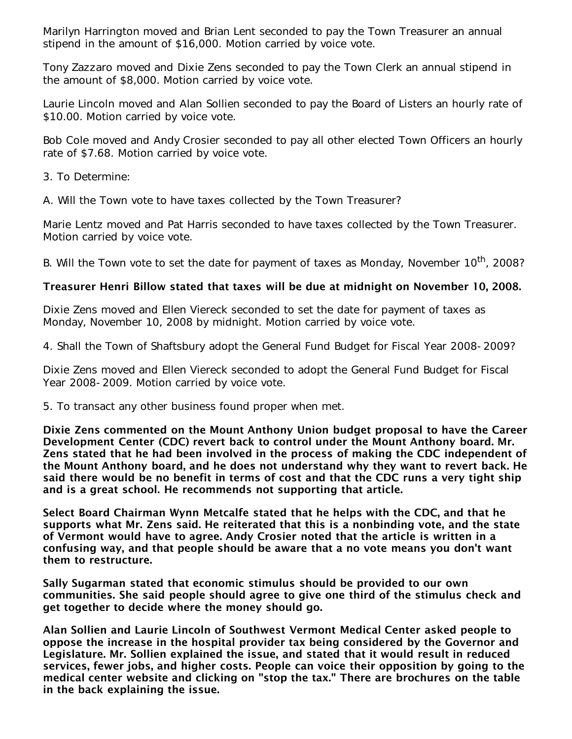Marilyn Harrington moved and Brian Lent seconded to pay the Town Treasurer an annual stipend in the amount of $16,000. Motion carried by voice vote.

Tony Zazzaro moved and Dixie Zens seconded to pay the Town Clerk an annual stipend in the amount of $8,000. Motion carried by voice vote.

Laurie Lincoln moved and Alan Sollien seconded to pay the Board of Listers an hourly rate of $10.00. Motion carried by voice vote.

Bob Cole moved and Andy Crosier seconded to pay all other elected Town Officers an hourly rate of $7.68. Motion carried by voice vote.

3. To Determine:

A. Will the Town vote to have taxes collected by the Town Treasurer?

Marie Lentz moved and Pat Harris seconded to have taxes collected by the Town Treasurer. Motion carried by voice vote.

B. Will the Town vote to set the date for payment of taxes as Monday, November 10th, 2008?

**Treasurer Henri Billow stated that taxes will be due at midnight on November 10, 2008.**

Dixie Zens moved and Ellen Viereck seconded to set the date for payment of taxes as Monday, November 10, 2008 by midnight. Motion carried by voice vote.

4. Shall the Town of Shaftsbury adopt the General Fund Budget for Fiscal Year 2008-2009?

Dixie Zens moved and Ellen Viereck seconded to adopt the General Fund Budget for Fiscal Year 2008-2009. Motion carried by voice vote.

5. To transact any other business found proper when met.

**Dixie Zens commented on the Mount Anthony Union budget proposal to have the Career Development Center (CDC) revert back to control under the Mount Anthony board. Mr. Zens stated that he had been involved in the process of making the CDC independent of the Mount Anthony board, and he does not understand why they want to revert back. He said there would be no benefit in terms of cost and that the CDC runs a very tight ship and is a great school. He recommends not supporting that article.**

**Select Board Chairman Wynn Metcalfe stated that he helps with the CDC, and that he supports what Mr. Zens said. He reiterated that this is a nonbinding vote, and the state of Vermont would have to agree. Andy Crosier noted that the article is written in a confusing way, and that people should be aware that a no vote means you don't want them to restructure.**

**Sally Sugarman stated that economic stimulus should be provided to our own communities. She said people should agree to give one third of the stimulus check and get together to decide where the money should go.**

**Alan Sollien and Laurie Lincoln of Southwest Vermont Medical Center asked people to oppose the increase in the hospital provider tax being considered by the Governor and Legislature. Mr. Sollien explained the issue, and stated that it would result in reduced services, fewer jobs, and higher costs. People can voice their opposition by going to the medical center website and clicking on "stop the tax." There are brochures on the table in the back explaining the issue.**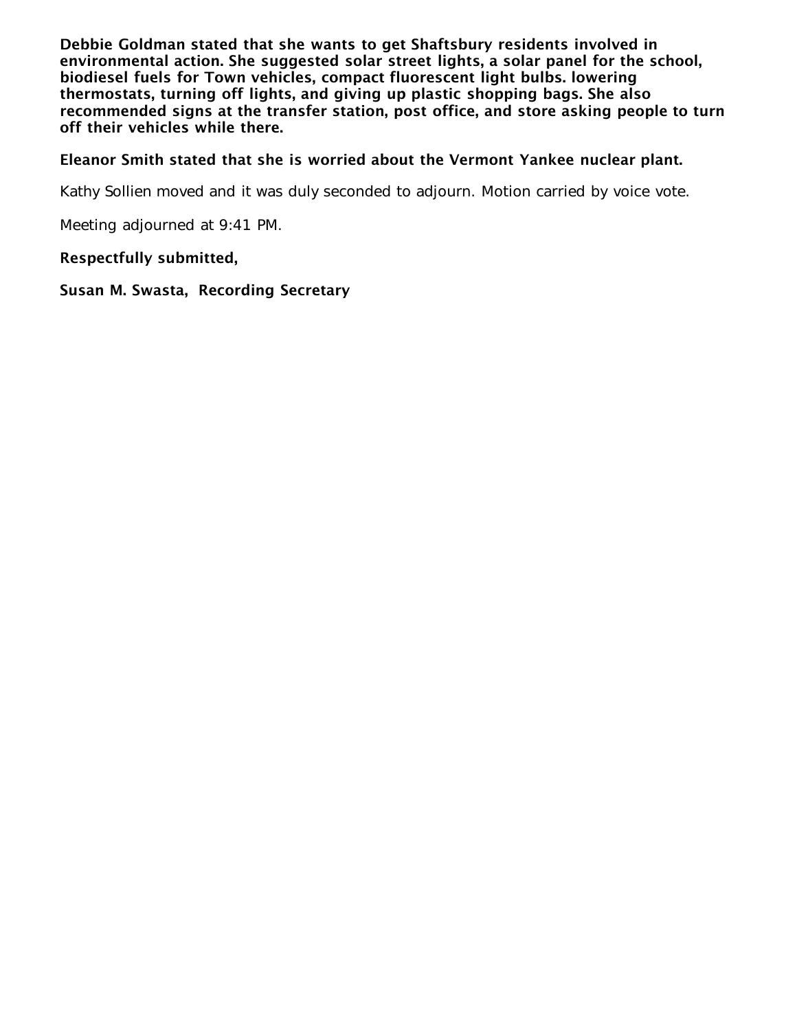**Debbie Goldman stated that she wants to get Shaftsbury residents involved in environmental action. She suggested solar street lights, a solar panel for the school, biodiesel fuels for Town vehicles, compact fluorescent light bulbs. lowering thermostats, turning off lights, and giving up plastic shopping bags. She also recommended signs at the transfer station, post office, and store asking people to turn off their vehicles while there.**

**Eleanor Smith stated that she is worried about the Vermont Yankee nuclear plant.**

Kathy Sollien moved and it was duly seconded to adjourn. Motion carried by voice vote.

Meeting adjourned at 9:41 PM.

**Respectfully submitted,**

**Susan M. Swasta, Recording Secretary**